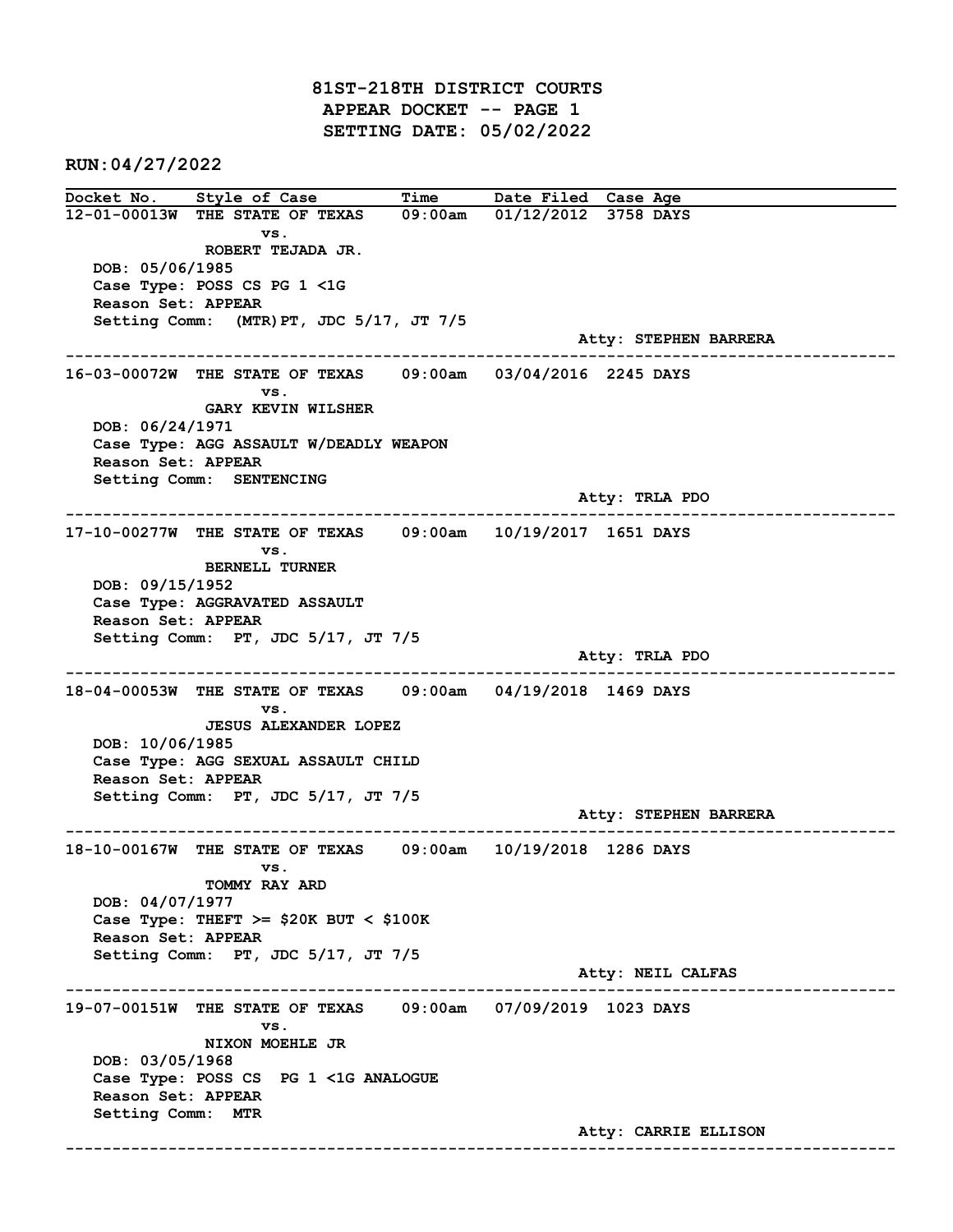# 81ST-218TH DISTRICT COURTS
## APPEAR DOCKET -- PAGE 1
## SETTING DATE: 05/02/2022

**RUN:04/27/2022**

| Docket No. | Style of Case | Time | Date Filed | Case Age |
|---|---|---|---|---|

**12-01-00013W** THE STATE OF TEXAS vs. ROBERT TEJADA JR. — 09:00am — 01/12/2012 — 3758 DAYS

DOB: 05/06/1985
Case Type: POSS CS PG 1 <1G
Reason Set: APPEAR
Setting Comm: (MTR)PT, JDC 5/17, JT 7/5
Atty: STEPHEN BARRERA

---

**16-03-00072W** THE STATE OF TEXAS vs. GARY KEVIN WILSHER — 09:00am — 03/04/2016 — 2245 DAYS

DOB: 06/24/1971
Case Type: AGG ASSAULT W/DEADLY WEAPON
Reason Set: APPEAR
Setting Comm: SENTENCING
Atty: TRLA PDO

---

**17-10-00277W** THE STATE OF TEXAS vs. BERNELL TURNER — 09:00am — 10/19/2017 — 1651 DAYS

DOB: 09/15/1952
Case Type: AGGRAVATED ASSAULT
Reason Set: APPEAR
Setting Comm: PT, JDC 5/17, JT 7/5
Atty: TRLA PDO

---

**18-04-00053W** THE STATE OF TEXAS vs. JESUS ALEXANDER LOPEZ — 09:00am — 04/19/2018 — 1469 DAYS

DOB: 10/06/1985
Case Type: AGG SEXUAL ASSAULT CHILD
Reason Set: APPEAR
Setting Comm: PT, JDC 5/17, JT 7/5
Atty: STEPHEN BARRERA

---

**18-10-00167W** THE STATE OF TEXAS vs. TOMMY RAY ARD — 09:00am — 10/19/2018 — 1286 DAYS

DOB: 04/07/1977
Case Type: THEFT >= $20K BUT < $100K
Reason Set: APPEAR
Setting Comm: PT, JDC 5/17, JT 7/5
Atty: NEIL CALFAS

---

**19-07-00151W** THE STATE OF TEXAS vs. NIXON MOEHLE JR — 09:00am — 07/09/2019 — 1023 DAYS

DOB: 03/05/1968
Case Type: POSS CS PG 1 <1G ANALOGUE
Reason Set: APPEAR
Setting Comm: MTR
Atty: CARRIE ELLISON

---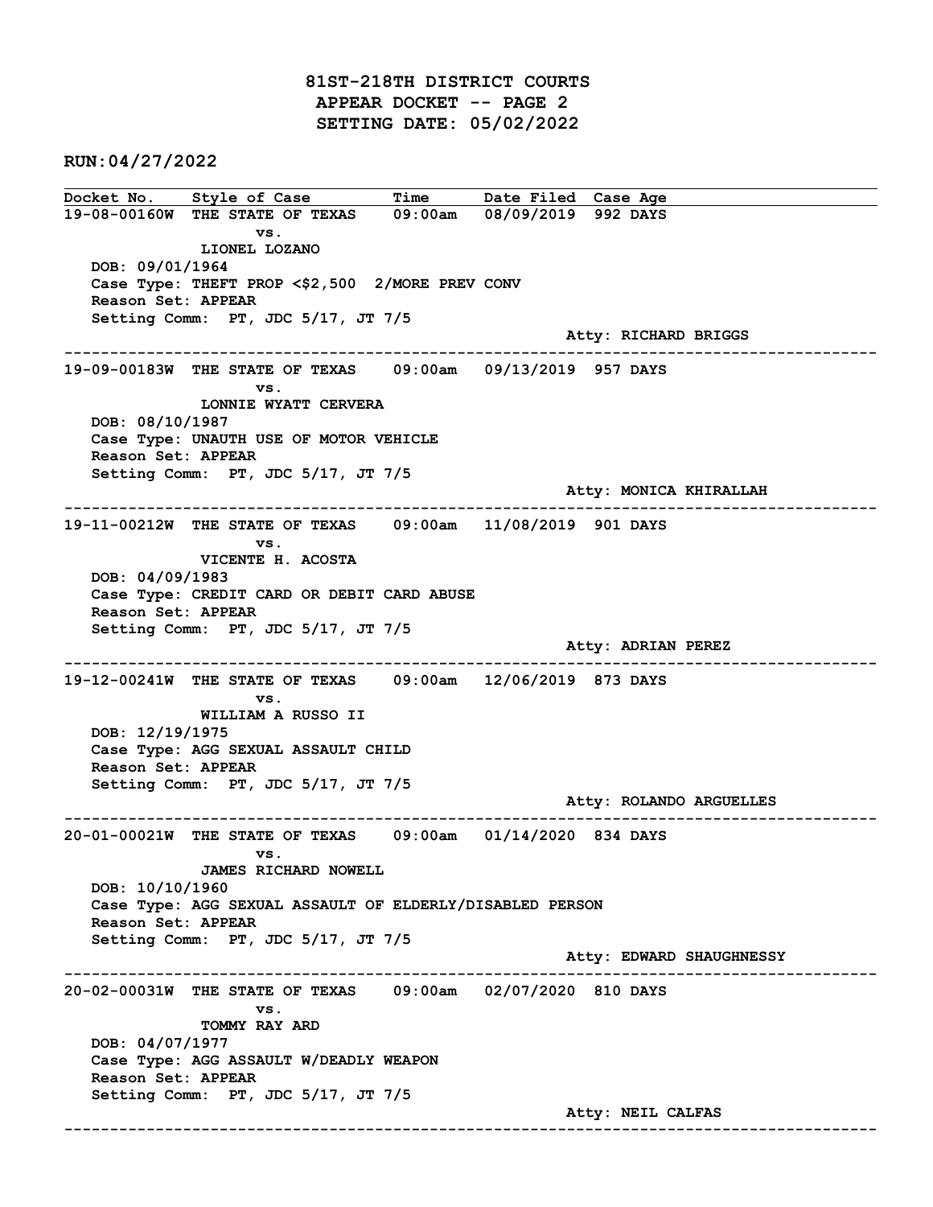# 81ST-218TH DISTRICT COURTS
## APPEAR DOCKET -- PAGE 2
## SETTING DATE: 05/02/2022

**RUN:04/27/2022**

| Docket No. | Style of Case | Time | Date Filed | Case Age |
|---|---|---|---|---|

**19-08-00160W** THE STATE OF TEXAS vs. LIONEL LOZANO — 09:00am — 08/09/2019 — 992 DAYS

DOB: 09/01/1964
Case Type: THEFT PROP <$2,500 2/MORE PREV CONV
Reason Set: APPEAR
Setting Comm: PT, JDC 5/17, JT 7/5
Atty: RICHARD BRIGGS

---

**19-09-00183W** THE STATE OF TEXAS vs. LONNIE WYATT CERVERA — 09:00am — 09/13/2019 — 957 DAYS

DOB: 08/10/1987
Case Type: UNAUTH USE OF MOTOR VEHICLE
Reason Set: APPEAR
Setting Comm: PT, JDC 5/17, JT 7/5
Atty: MONICA KHIRALLAH

---

**19-11-00212W** THE STATE OF TEXAS vs. VICENTE H. ACOSTA — 09:00am — 11/08/2019 — 901 DAYS

DOB: 04/09/1983
Case Type: CREDIT CARD OR DEBIT CARD ABUSE
Reason Set: APPEAR
Setting Comm: PT, JDC 5/17, JT 7/5
Atty: ADRIAN PEREZ

---

**19-12-00241W** THE STATE OF TEXAS vs. WILLIAM A RUSSO II — 09:00am — 12/06/2019 — 873 DAYS

DOB: 12/19/1975
Case Type: AGG SEXUAL ASSAULT CHILD
Reason Set: APPEAR
Setting Comm: PT, JDC 5/17, JT 7/5
Atty: ROLANDO ARGUELLES

---

**20-01-00021W** THE STATE OF TEXAS vs. JAMES RICHARD NOWELL — 09:00am — 01/14/2020 — 834 DAYS

DOB: 10/10/1960
Case Type: AGG SEXUAL ASSAULT OF ELDERLY/DISABLED PERSON
Reason Set: APPEAR
Setting Comm: PT, JDC 5/17, JT 7/5
Atty: EDWARD SHAUGHNESSY

---

**20-02-00031W** THE STATE OF TEXAS vs. TOMMY RAY ARD — 09:00am — 02/07/2020 — 810 DAYS

DOB: 04/07/1977
Case Type: AGG ASSAULT W/DEADLY WEAPON
Reason Set: APPEAR
Setting Comm: PT, JDC 5/17, JT 7/5
Atty: NEIL CALFAS

---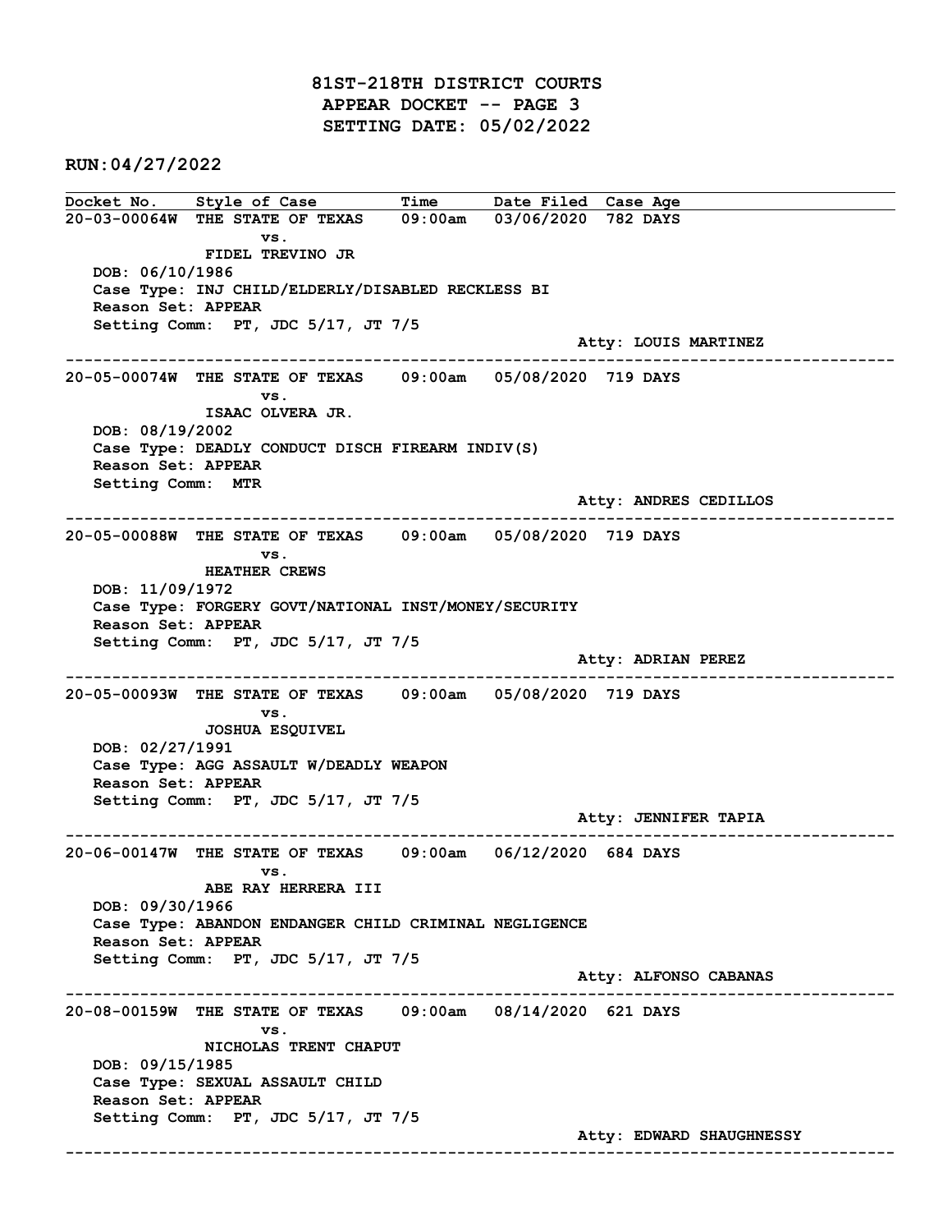# 81ST-218TH DISTRICT COURTS
## APPEAR DOCKET -- PAGE 3
## SETTING DATE: 05/02/2022

**RUN:04/27/2022**

| Docket No. | Style of Case | Time | Date Filed | Case Age |
|---|---|---|---|---|

**20-03-00064W** THE STATE OF TEXAS vs. FIDEL TREVINO JR — 09:00am — 03/06/2020 — 782 DAYS
DOB: 06/10/1986
Case Type: INJ CHILD/ELDERLY/DISABLED RECKLESS BI
Reason Set: APPEAR
Setting Comm: PT, JDC 5/17, JT 7/5
Atty: LOUIS MARTINEZ

---

**20-05-00074W** THE STATE OF TEXAS vs. ISAAC OLVERA JR. — 09:00am — 05/08/2020 — 719 DAYS
DOB: 08/19/2002
Case Type: DEADLY CONDUCT DISCH FIREARM INDIV(S)
Reason Set: APPEAR
Setting Comm: MTR
Atty: ANDRES CEDILLOS

---

**20-05-00088W** THE STATE OF TEXAS vs. HEATHER CREWS — 09:00am — 05/08/2020 — 719 DAYS
DOB: 11/09/1972
Case Type: FORGERY GOVT/NATIONAL INST/MONEY/SECURITY
Reason Set: APPEAR
Setting Comm: PT, JDC 5/17, JT 7/5
Atty: ADRIAN PEREZ

---

**20-05-00093W** THE STATE OF TEXAS vs. JOSHUA ESQUIVEL — 09:00am — 05/08/2020 — 719 DAYS
DOB: 02/27/1991
Case Type: AGG ASSAULT W/DEADLY WEAPON
Reason Set: APPEAR
Setting Comm: PT, JDC 5/17, JT 7/5
Atty: JENNIFER TAPIA

---

**20-06-00147W** THE STATE OF TEXAS vs. ABE RAY HERRERA III — 09:00am — 06/12/2020 — 684 DAYS
DOB: 09/30/1966
Case Type: ABANDON ENDANGER CHILD CRIMINAL NEGLIGENCE
Reason Set: APPEAR
Setting Comm: PT, JDC 5/17, JT 7/5
Atty: ALFONSO CABANAS

---

**20-08-00159W** THE STATE OF TEXAS vs. NICHOLAS TRENT CHAPUT — 09:00am — 08/14/2020 — 621 DAYS
DOB: 09/15/1985
Case Type: SEXUAL ASSAULT CHILD
Reason Set: APPEAR
Setting Comm: PT, JDC 5/17, JT 7/5
Atty: EDWARD SHAUGHNESSY

---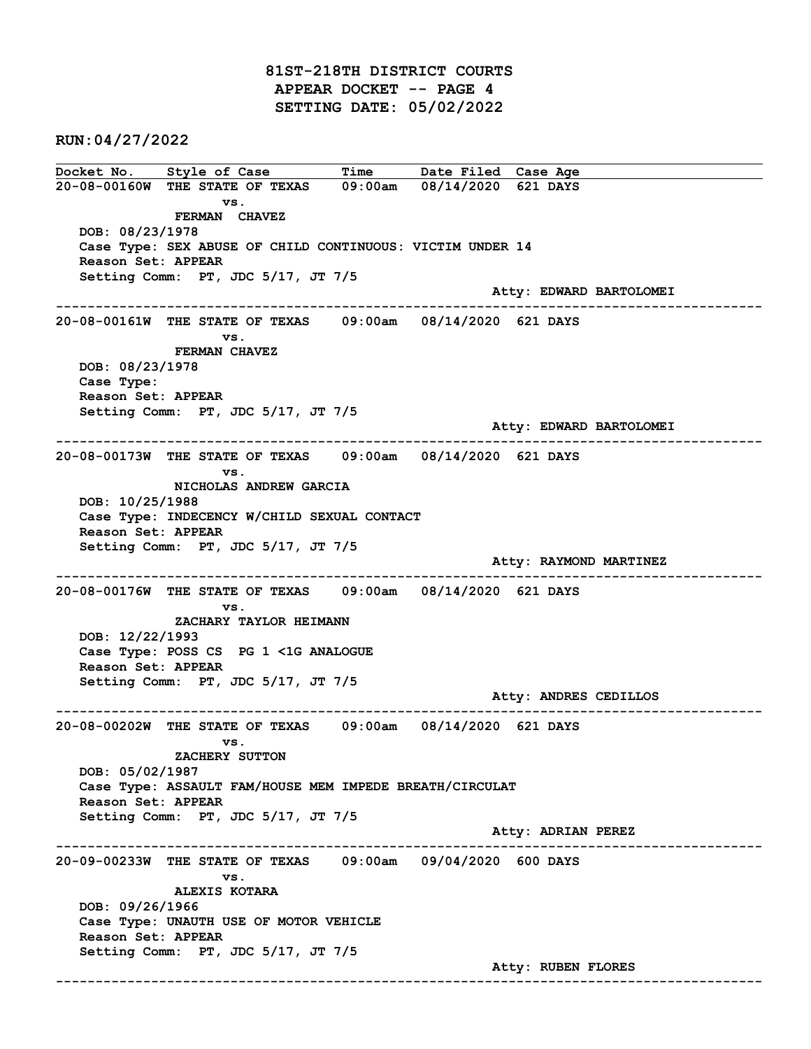# 81ST-218TH DISTRICT COURTS
## APPEAR DOCKET -- PAGE 4
## SETTING DATE: 05/02/2022

**RUN:04/27/2022**

| Docket No. | Style of Case | Time | Date Filed | Case Age |
|---|---|---|---|---|

---

**20-08-00160W** THE STATE OF TEXAS vs. FERMAN CHAVEZ — 09:00am — 08/14/2020 — 621 DAYS

DOB: 08/23/1978
Case Type: SEX ABUSE OF CHILD CONTINUOUS: VICTIM UNDER 14
Reason Set: APPEAR
Setting Comm: PT, JDC 5/17, JT 7/5
Atty: EDWARD BARTOLOMEI

---

**20-08-00161W** THE STATE OF TEXAS vs. FERMAN CHAVEZ — 09:00am — 08/14/2020 — 621 DAYS

DOB: 08/23/1978
Case Type:
Reason Set: APPEAR
Setting Comm: PT, JDC 5/17, JT 7/5
Atty: EDWARD BARTOLOMEI

---

**20-08-00173W** THE STATE OF TEXAS vs. NICHOLAS ANDREW GARCIA — 09:00am — 08/14/2020 — 621 DAYS

DOB: 10/25/1988
Case Type: INDECENCY W/CHILD SEXUAL CONTACT
Reason Set: APPEAR
Setting Comm: PT, JDC 5/17, JT 7/5
Atty: RAYMOND MARTINEZ

---

**20-08-00176W** THE STATE OF TEXAS vs. ZACHARY TAYLOR HEIMANN — 09:00am — 08/14/2020 — 621 DAYS

DOB: 12/22/1993
Case Type: POSS CS PG 1 <1G ANALOGUE
Reason Set: APPEAR
Setting Comm: PT, JDC 5/17, JT 7/5
Atty: ANDRES CEDILLOS

---

**20-08-00202W** THE STATE OF TEXAS vs. ZACHERY SUTTON — 09:00am — 08/14/2020 — 621 DAYS

DOB: 05/02/1987
Case Type: ASSAULT FAM/HOUSE MEM IMPEDE BREATH/CIRCULAT
Reason Set: APPEAR
Setting Comm: PT, JDC 5/17, JT 7/5
Atty: ADRIAN PEREZ

---

**20-09-00233W** THE STATE OF TEXAS vs. ALEXIS KOTARA — 09:00am — 09/04/2020 — 600 DAYS

DOB: 09/26/1966
Case Type: UNAUTH USE OF MOTOR VEHICLE
Reason Set: APPEAR
Setting Comm: PT, JDC 5/17, JT 7/5
Atty: RUBEN FLORES

---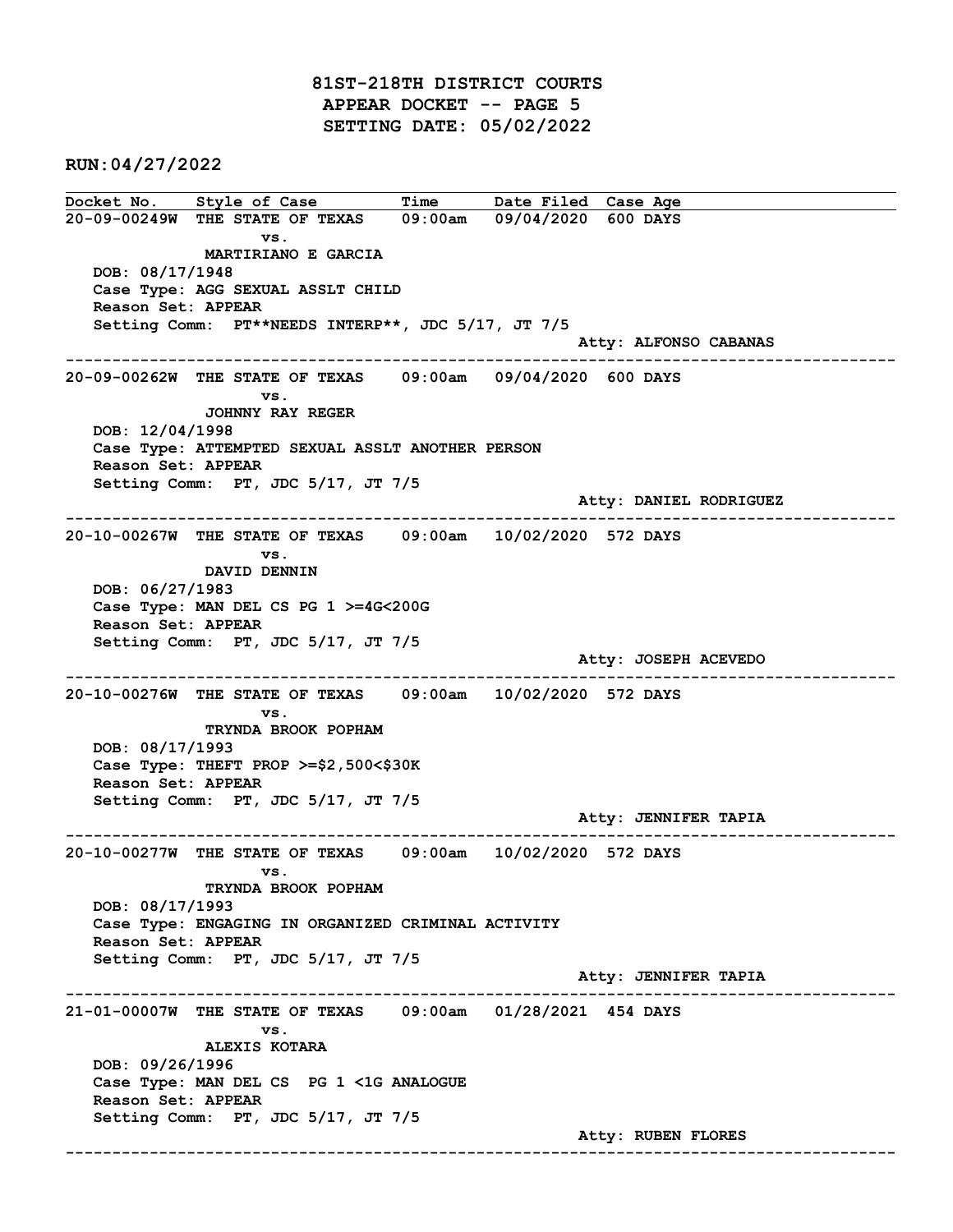# 81ST-218TH DISTRICT COURTS
## APPEAR DOCKET -- PAGE 5
## SETTING DATE: 05/02/2022

**RUN:04/27/2022**

| Docket No. | Style of Case | Time | Date Filed | Case Age |
|---|---|---|---|---|

**20-09-00249W** THE STATE OF TEXAS 09:00am 09/04/2020 600 DAYS
vs.
MARTIRIANO E GARCIA
DOB: 08/17/1948
Case Type: AGG SEXUAL ASSLT CHILD
Reason Set: APPEAR
Setting Comm: PT**NEEDS INTERP**, JDC 5/17, JT 7/5
Atty: ALFONSO CABANAS

---

**20-09-00262W** THE STATE OF TEXAS 09:00am 09/04/2020 600 DAYS
vs.
JOHNNY RAY REGER
DOB: 12/04/1998
Case Type: ATTEMPTED SEXUAL ASSLT ANOTHER PERSON
Reason Set: APPEAR
Setting Comm: PT, JDC 5/17, JT 7/5
Atty: DANIEL RODRIGUEZ

---

**20-10-00267W** THE STATE OF TEXAS 09:00am 10/02/2020 572 DAYS
vs.
DAVID DENNIN
DOB: 06/27/1983
Case Type: MAN DEL CS PG 1 >=4G<200G
Reason Set: APPEAR
Setting Comm: PT, JDC 5/17, JT 7/5
Atty: JOSEPH ACEVEDO

---

**20-10-00276W** THE STATE OF TEXAS 09:00am 10/02/2020 572 DAYS
vs.
TRYNDA BROOK POPHAM
DOB: 08/17/1993
Case Type: THEFT PROP >=$2,500<$30K
Reason Set: APPEAR
Setting Comm: PT, JDC 5/17, JT 7/5
Atty: JENNIFER TAPIA

---

**20-10-00277W** THE STATE OF TEXAS 09:00am 10/02/2020 572 DAYS
vs.
TRYNDA BROOK POPHAM
DOB: 08/17/1993
Case Type: ENGAGING IN ORGANIZED CRIMINAL ACTIVITY
Reason Set: APPEAR
Setting Comm: PT, JDC 5/17, JT 7/5
Atty: JENNIFER TAPIA

---

**21-01-00007W** THE STATE OF TEXAS 09:00am 01/28/2021 454 DAYS
vs.
ALEXIS KOTARA
DOB: 09/26/1996
Case Type: MAN DEL CS PG 1 <1G ANALOGUE
Reason Set: APPEAR
Setting Comm: PT, JDC 5/17, JT 7/5
Atty: RUBEN FLORES

---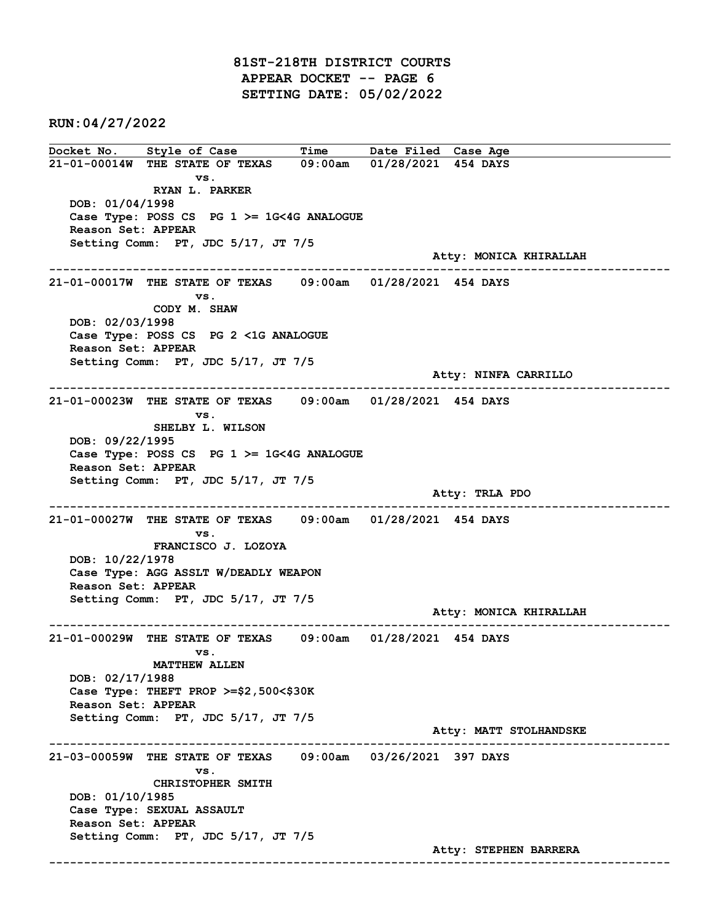# 81ST-218TH DISTRICT COURTS
## APPEAR DOCKET -- PAGE 6
## SETTING DATE: 05/02/2022

**RUN:04/27/2022**

| Docket No. | Style of Case | Time | Date Filed | Case Age |
|---|---|---|---|---|

**21-01-00014W** THE STATE OF TEXAS vs. RYAN L. PARKER — 09:00am — 01/28/2021 — 454 DAYS

DOB: 01/04/1998
Case Type: POSS CS PG 1 >= 1G<4G ANALOGUE
Reason Set: APPEAR
Setting Comm: PT, JDC 5/17, JT 7/5
Atty: MONICA KHIRALLAH

---

**21-01-00017W** THE STATE OF TEXAS vs. CODY M. SHAW — 09:00am — 01/28/2021 — 454 DAYS

DOB: 02/03/1998
Case Type: POSS CS PG 2 <1G ANALOGUE
Reason Set: APPEAR
Setting Comm: PT, JDC 5/17, JT 7/5
Atty: NINFA CARRILLO

---

**21-01-00023W** THE STATE OF TEXAS vs. SHELBY L. WILSON — 09:00am — 01/28/2021 — 454 DAYS

DOB: 09/22/1995
Case Type: POSS CS PG 1 >= 1G<4G ANALOGUE
Reason Set: APPEAR
Setting Comm: PT, JDC 5/17, JT 7/5
Atty: TRLA PDO

---

**21-01-00027W** THE STATE OF TEXAS vs. FRANCISCO J. LOZOYA — 09:00am — 01/28/2021 — 454 DAYS

DOB: 10/22/1978
Case Type: AGG ASSLT W/DEADLY WEAPON
Reason Set: APPEAR
Setting Comm: PT, JDC 5/17, JT 7/5
Atty: MONICA KHIRALLAH

---

**21-01-00029W** THE STATE OF TEXAS vs. MATTHEW ALLEN — 09:00am — 01/28/2021 — 454 DAYS

DOB: 02/17/1988
Case Type: THEFT PROP >=$2,500<$30K
Reason Set: APPEAR
Setting Comm: PT, JDC 5/17, JT 7/5
Atty: MATT STOLHANDSKE

---

**21-03-00059W** THE STATE OF TEXAS vs. CHRISTOPHER SMITH — 09:00am — 03/26/2021 — 397 DAYS

DOB: 01/10/1985
Case Type: SEXUAL ASSAULT
Reason Set: APPEAR
Setting Comm: PT, JDC 5/17, JT 7/5
Atty: STEPHEN BARRERA

---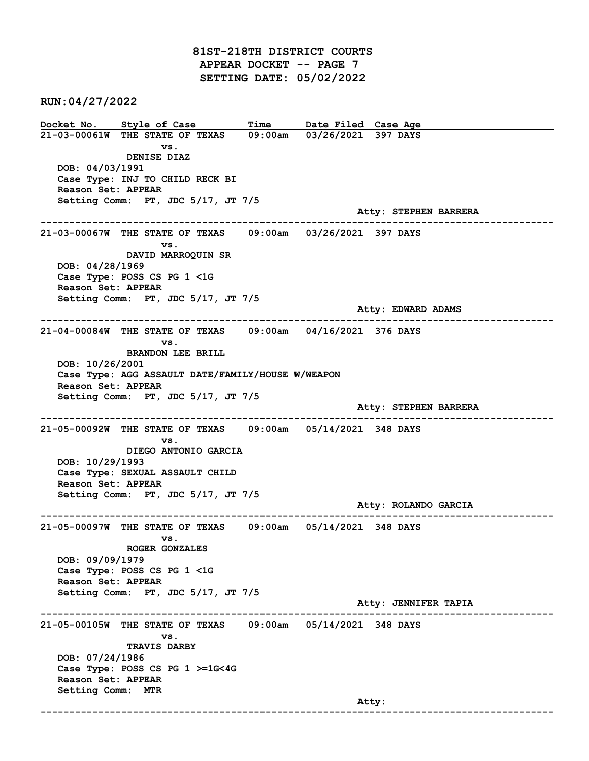# 81ST-218TH DISTRICT COURTS
## APPEAR DOCKET -- PAGE 7
## SETTING DATE: 05/02/2022

**RUN:04/27/2022**

| Docket No. | Style of Case | Time | Date Filed | Case Age |
|---|---|---|---|---|

---

**21-03-00061W** THE STATE OF TEXAS vs. DENISE DIAZ — 09:00am — 03/26/2021 — 397 DAYS

DOB: 04/03/1991
Case Type: INJ TO CHILD RECK BI
Reason Set: APPEAR
Setting Comm: PT, JDC 5/17, JT 7/5
Atty: STEPHEN BARRERA

---

**21-03-00067W** THE STATE OF TEXAS vs. DAVID MARROQUIN SR — 09:00am — 03/26/2021 — 397 DAYS

DOB: 04/28/1969
Case Type: POSS CS PG 1 <1G
Reason Set: APPEAR
Setting Comm: PT, JDC 5/17, JT 7/5
Atty: EDWARD ADAMS

---

**21-04-00084W** THE STATE OF TEXAS vs. BRANDON LEE BRILL — 09:00am — 04/16/2021 — 376 DAYS

DOB: 10/26/2001
Case Type: AGG ASSAULT DATE/FAMILY/HOUSE W/WEAPON
Reason Set: APPEAR
Setting Comm: PT, JDC 5/17, JT 7/5
Atty: STEPHEN BARRERA

---

**21-05-00092W** THE STATE OF TEXAS vs. DIEGO ANTONIO GARCIA — 09:00am — 05/14/2021 — 348 DAYS

DOB: 10/29/1993
Case Type: SEXUAL ASSAULT CHILD
Reason Set: APPEAR
Setting Comm: PT, JDC 5/17, JT 7/5
Atty: ROLANDO GARCIA

---

**21-05-00097W** THE STATE OF TEXAS vs. ROGER GONZALES — 09:00am — 05/14/2021 — 348 DAYS

DOB: 09/09/1979
Case Type: POSS CS PG 1 <1G
Reason Set: APPEAR
Setting Comm: PT, JDC 5/17, JT 7/5
Atty: JENNIFER TAPIA

---

**21-05-00105W** THE STATE OF TEXAS vs. TRAVIS DARBY — 09:00am — 05/14/2021 — 348 DAYS

DOB: 07/24/1986
Case Type: POSS CS PG 1 >=1G<4G
Reason Set: APPEAR
Setting Comm: MTR
Atty:

---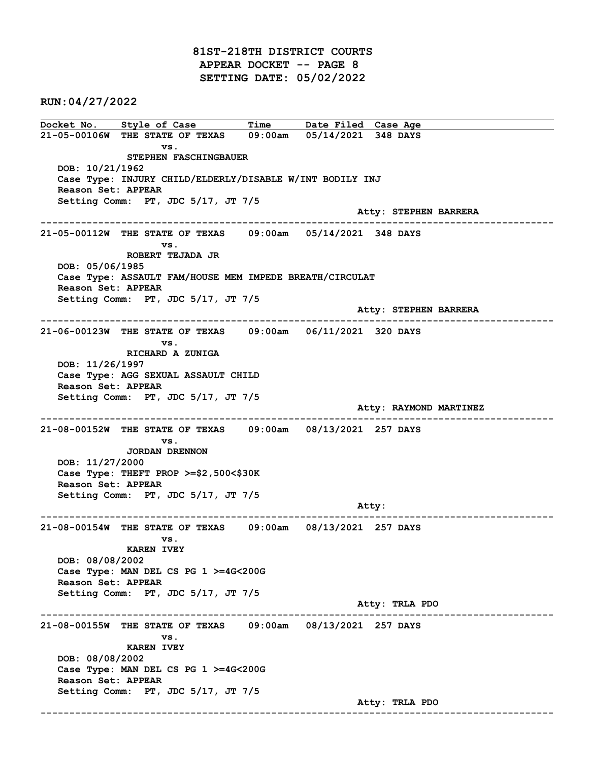# 81ST-218TH DISTRICT COURTS
## APPEAR DOCKET -- PAGE 8
## SETTING DATE: 05/02/2022

**RUN:04/27/2022**

| Docket No. | Style of Case | Time | Date Filed | Case Age |
|---|---|---|---|---|

---

**21-05-00106W** THE STATE OF TEXAS vs. STEPHEN FASCHINGBAUER — 09:00am — 05/14/2021 — 348 DAYS

DOB: 10/21/1962
Case Type: INJURY CHILD/ELDERLY/DISABLE W/INT BODILY INJ
Reason Set: APPEAR
Setting Comm: PT, JDC 5/17, JT 7/5
Atty: STEPHEN BARRERA

---

**21-05-00112W** THE STATE OF TEXAS vs. ROBERT TEJADA JR — 09:00am — 05/14/2021 — 348 DAYS

DOB: 05/06/1985
Case Type: ASSAULT FAM/HOUSE MEM IMPEDE BREATH/CIRCULAT
Reason Set: APPEAR
Setting Comm: PT, JDC 5/17, JT 7/5
Atty: STEPHEN BARRERA

---

**21-06-00123W** THE STATE OF TEXAS vs. RICHARD A ZUNIGA — 09:00am — 06/11/2021 — 320 DAYS

DOB: 11/26/1997
Case Type: AGG SEXUAL ASSAULT CHILD
Reason Set: APPEAR
Setting Comm: PT, JDC 5/17, JT 7/5
Atty: RAYMOND MARTINEZ

---

**21-08-00152W** THE STATE OF TEXAS vs. JORDAN DRENNON — 09:00am — 08/13/2021 — 257 DAYS

DOB: 11/27/2000
Case Type: THEFT PROP >=$2,500<$30K
Reason Set: APPEAR
Setting Comm: PT, JDC 5/17, JT 7/5
Atty:

---

**21-08-00154W** THE STATE OF TEXAS vs. KAREN IVEY — 09:00am — 08/13/2021 — 257 DAYS

DOB: 08/08/2002
Case Type: MAN DEL CS PG 1 >=4G<200G
Reason Set: APPEAR
Setting Comm: PT, JDC 5/17, JT 7/5
Atty: TRLA PDO

---

**21-08-00155W** THE STATE OF TEXAS vs. KAREN IVEY — 09:00am — 08/13/2021 — 257 DAYS

DOB: 08/08/2002
Case Type: MAN DEL CS PG 1 >=4G<200G
Reason Set: APPEAR
Setting Comm: PT, JDC 5/17, JT 7/5
Atty: TRLA PDO

---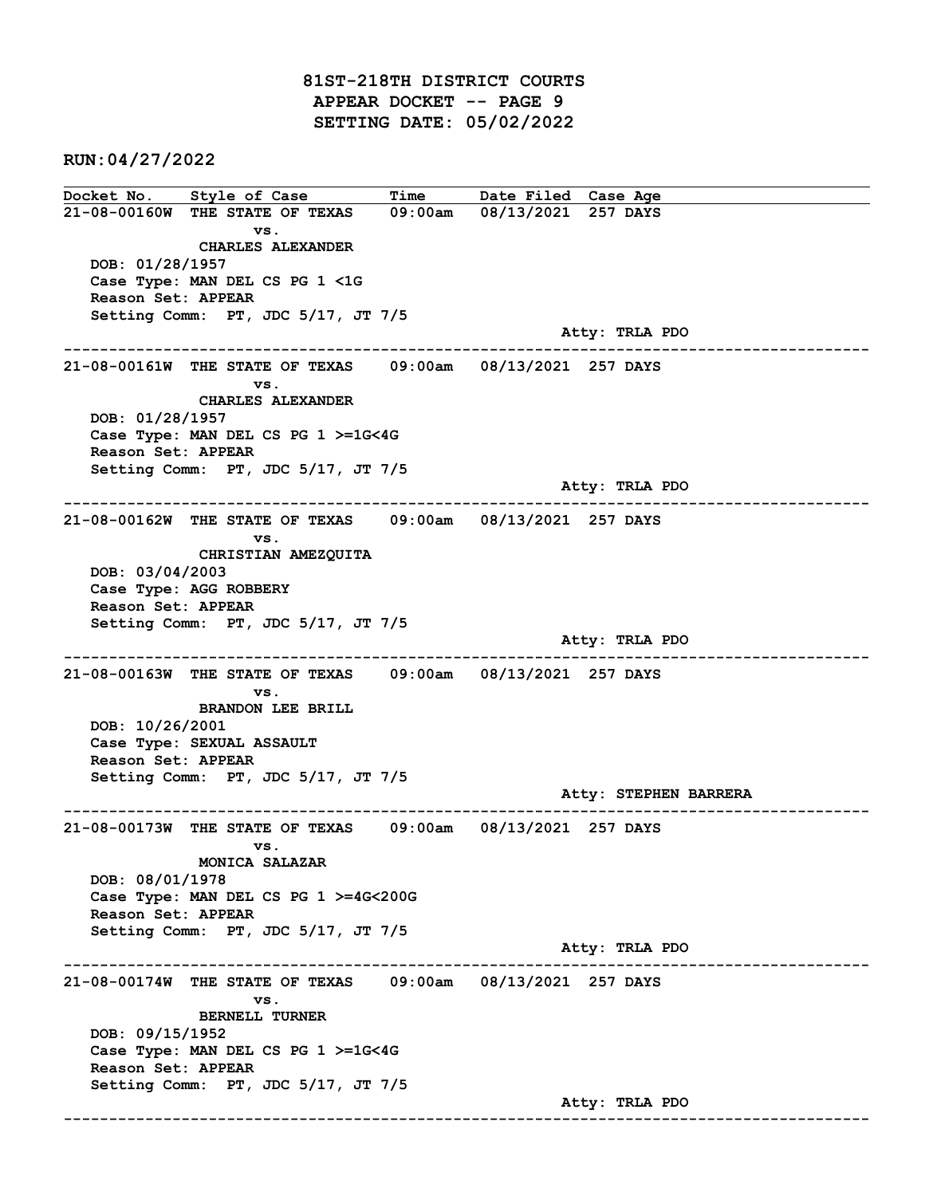# 81ST-218TH DISTRICT COURTS
## APPEAR DOCKET -- PAGE 9
## SETTING DATE: 05/02/2022

**RUN:04/27/2022**

| Docket No. | Style of Case | Time | Date Filed | Case Age |
|---|---|---|---|---|
| 21-08-00160W | THE STATE OF TEXAS vs. CHARLES ALEXANDER | 09:00am | 08/13/2021 | 257 DAYS |

DOB: 01/28/1957
Case Type: MAN DEL CS PG 1 <1G
Reason Set: APPEAR
Setting Comm: PT, JDC 5/17, JT 7/5
Atty: TRLA PDO

---

| Docket No. | Style of Case | Time | Date Filed | Case Age |
|---|---|---|---|---|
| 21-08-00161W | THE STATE OF TEXAS vs. CHARLES ALEXANDER | 09:00am | 08/13/2021 | 257 DAYS |

DOB: 01/28/1957
Case Type: MAN DEL CS PG 1 >=1G<4G
Reason Set: APPEAR
Setting Comm: PT, JDC 5/17, JT 7/5
Atty: TRLA PDO

---

| Docket No. | Style of Case | Time | Date Filed | Case Age |
|---|---|---|---|---|
| 21-08-00162W | THE STATE OF TEXAS vs. CHRISTIAN AMEZQUITA | 09:00am | 08/13/2021 | 257 DAYS |

DOB: 03/04/2003
Case Type: AGG ROBBERY
Reason Set: APPEAR
Setting Comm: PT, JDC 5/17, JT 7/5
Atty: TRLA PDO

---

| Docket No. | Style of Case | Time | Date Filed | Case Age |
|---|---|---|---|---|
| 21-08-00163W | THE STATE OF TEXAS vs. BRANDON LEE BRILL | 09:00am | 08/13/2021 | 257 DAYS |

DOB: 10/26/2001
Case Type: SEXUAL ASSAULT
Reason Set: APPEAR
Setting Comm: PT, JDC 5/17, JT 7/5
Atty: STEPHEN BARRERA

---

| Docket No. | Style of Case | Time | Date Filed | Case Age |
|---|---|---|---|---|
| 21-08-00173W | THE STATE OF TEXAS vs. MONICA SALAZAR | 09:00am | 08/13/2021 | 257 DAYS |

DOB: 08/01/1978
Case Type: MAN DEL CS PG 1 >=4G<200G
Reason Set: APPEAR
Setting Comm: PT, JDC 5/17, JT 7/5
Atty: TRLA PDO

---

| Docket No. | Style of Case | Time | Date Filed | Case Age |
|---|---|---|---|---|
| 21-08-00174W | THE STATE OF TEXAS vs. BERNELL TURNER | 09:00am | 08/13/2021 | 257 DAYS |

DOB: 09/15/1952
Case Type: MAN DEL CS PG 1 >=1G<4G
Reason Set: APPEAR
Setting Comm: PT, JDC 5/17, JT 7/5
Atty: TRLA PDO

---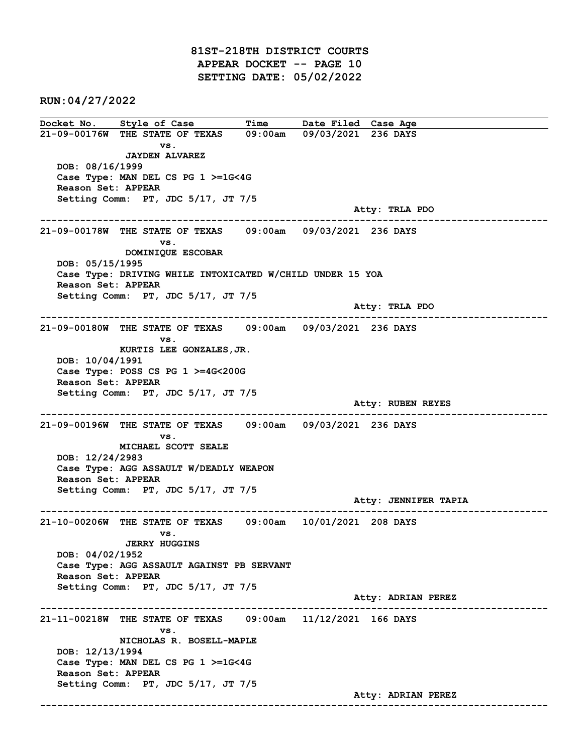**81ST-218TH DISTRICT COURTS**
**APPEAR DOCKET -- PAGE 10**
**SETTING DATE: 05/02/2022**

**RUN:04/27/2022**

| Docket No. | Style of Case | Time | Date Filed | Case Age |
|---|---|---|---|---|

---

**21-09-00176W** THE STATE OF TEXAS vs. JAYDEN ALVAREZ — 09:00am — 09/03/2021 — 236 DAYS

DOB: 08/16/1999
Case Type: MAN DEL CS PG 1 >=1G<4G
Reason Set: APPEAR
Setting Comm: PT, JDC 5/17, JT 7/5
Atty: TRLA PDO

---

**21-09-00178W** THE STATE OF TEXAS vs. DOMINIQUE ESCOBAR — 09:00am — 09/03/2021 — 236 DAYS

DOB: 05/15/1995
Case Type: DRIVING WHILE INTOXICATED W/CHILD UNDER 15 YOA
Reason Set: APPEAR
Setting Comm: PT, JDC 5/17, JT 7/5
Atty: TRLA PDO

---

**21-09-00180W** THE STATE OF TEXAS vs. KURTIS LEE GONZALES,JR. — 09:00am — 09/03/2021 — 236 DAYS

DOB: 10/04/1991
Case Type: POSS CS PG 1 >=4G<200G
Reason Set: APPEAR
Setting Comm: PT, JDC 5/17, JT 7/5
Atty: RUBEN REYES

---

**21-09-00196W** THE STATE OF TEXAS vs. MICHAEL SCOTT SEALE — 09:00am — 09/03/2021 — 236 DAYS

DOB: 12/24/2983
Case Type: AGG ASSAULT W/DEADLY WEAPON
Reason Set: APPEAR
Setting Comm: PT, JDC 5/17, JT 7/5
Atty: JENNIFER TAPIA

---

**21-10-00206W** THE STATE OF TEXAS vs. JERRY HUGGINS — 09:00am — 10/01/2021 — 208 DAYS

DOB: 04/02/1952
Case Type: AGG ASSAULT AGAINST PB SERVANT
Reason Set: APPEAR
Setting Comm: PT, JDC 5/17, JT 7/5
Atty: ADRIAN PEREZ

---

**21-11-00218W** THE STATE OF TEXAS vs. NICHOLAS R. BOSELL-MAPLE — 09:00am — 11/12/2021 — 166 DAYS

DOB: 12/13/1994
Case Type: MAN DEL CS PG 1 >=1G<4G
Reason Set: APPEAR
Setting Comm: PT, JDC 5/17, JT 7/5
Atty: ADRIAN PEREZ

---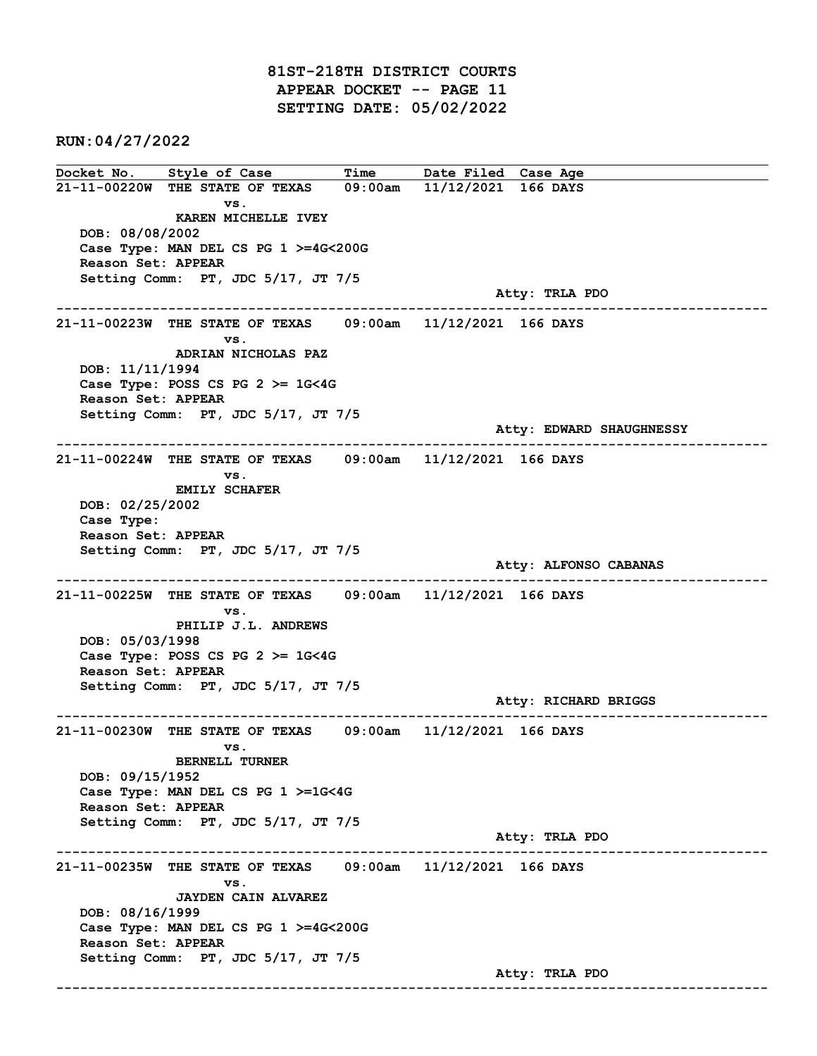# 81ST-218TH DISTRICT COURTS
## APPEAR DOCKET -- PAGE 11
## SETTING DATE: 05/02/2022

**RUN:04/27/2022**

| Docket No. | Style of Case | Time | Date Filed | Case Age |
|---|---|---|---|---|

**21-11-00220W** THE STATE OF TEXAS vs. KAREN MICHELLE IVEY — 09:00am — 11/12/2021 — 166 DAYS

DOB: 08/08/2002
Case Type: MAN DEL CS PG 1 >=4G<200G
Reason Set: APPEAR
Setting Comm: PT, JDC 5/17, JT 7/5
Atty: TRLA PDO

---

**21-11-00223W** THE STATE OF TEXAS vs. ADRIAN NICHOLAS PAZ — 09:00am — 11/12/2021 — 166 DAYS

DOB: 11/11/1994
Case Type: POSS CS PG 2 >= 1G<4G
Reason Set: APPEAR
Setting Comm: PT, JDC 5/17, JT 7/5
Atty: EDWARD SHAUGHNESSY

---

**21-11-00224W** THE STATE OF TEXAS vs. EMILY SCHAFER — 09:00am — 11/12/2021 — 166 DAYS

DOB: 02/25/2002
Case Type:
Reason Set: APPEAR
Setting Comm: PT, JDC 5/17, JT 7/5
Atty: ALFONSO CABANAS

---

**21-11-00225W** THE STATE OF TEXAS vs. PHILIP J.L. ANDREWS — 09:00am — 11/12/2021 — 166 DAYS

DOB: 05/03/1998
Case Type: POSS CS PG 2 >= 1G<4G
Reason Set: APPEAR
Setting Comm: PT, JDC 5/17, JT 7/5
Atty: RICHARD BRIGGS

---

**21-11-00230W** THE STATE OF TEXAS vs. BERNELL TURNER — 09:00am — 11/12/2021 — 166 DAYS

DOB: 09/15/1952
Case Type: MAN DEL CS PG 1 >=1G<4G
Reason Set: APPEAR
Setting Comm: PT, JDC 5/17, JT 7/5
Atty: TRLA PDO

---

**21-11-00235W** THE STATE OF TEXAS vs. JAYDEN CAIN ALVAREZ — 09:00am — 11/12/2021 — 166 DAYS

DOB: 08/16/1999
Case Type: MAN DEL CS PG 1 >=4G<200G
Reason Set: APPEAR
Setting Comm: PT, JDC 5/17, JT 7/5
Atty: TRLA PDO

---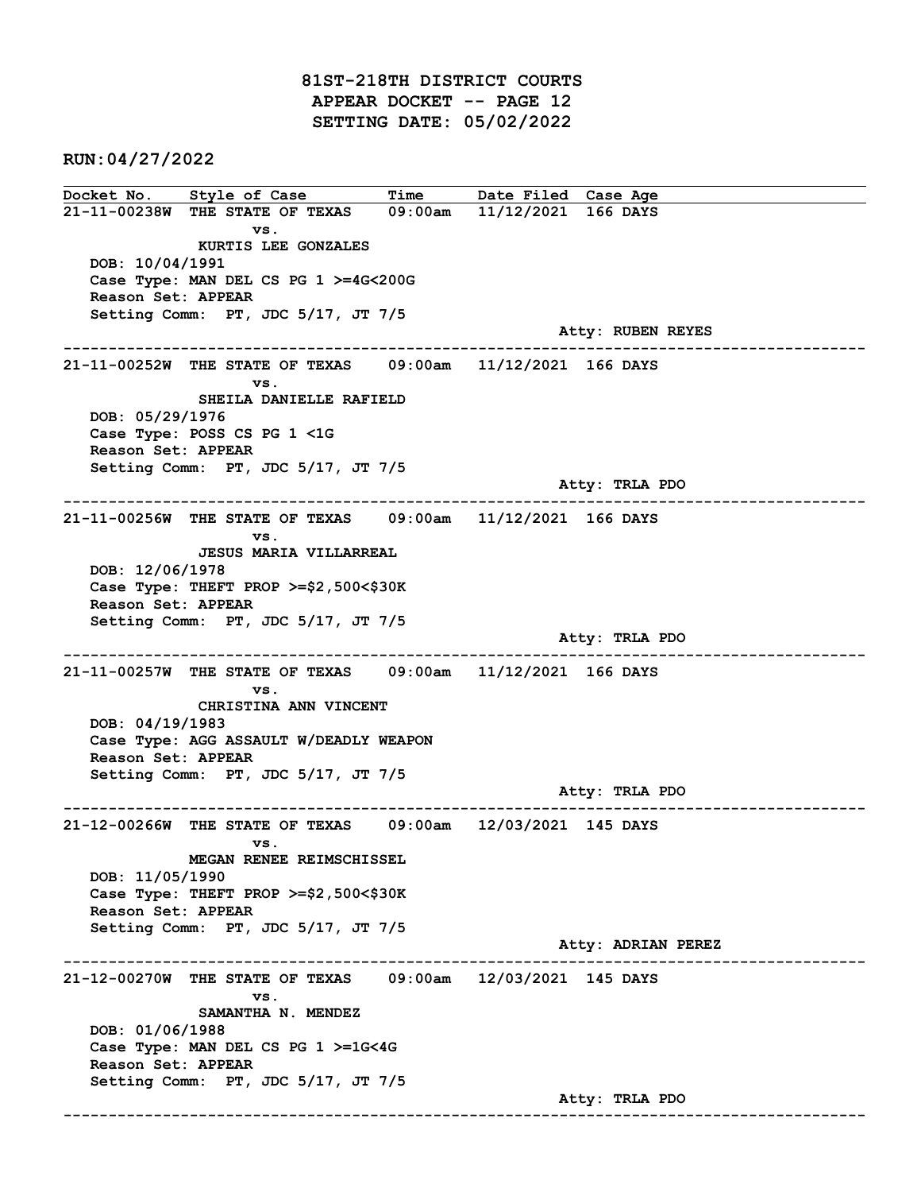# 81ST-218TH DISTRICT COURTS
## APPEAR DOCKET -- PAGE 12
## SETTING DATE: 05/02/2022

**RUN:04/27/2022**

| Docket No. | Style of Case | Time | Date Filed | Case Age |
|---|---|---|---|---|

---

**21-11-00238W** THE STATE OF TEXAS 09:00am 11/12/2021 166 DAYS

vs.

KURTIS LEE GONZALES

DOB: 10/04/1991

Case Type: MAN DEL CS PG 1 >=4G<200G

Reason Set: APPEAR

Setting Comm: PT, JDC 5/17, JT 7/5

Atty: RUBEN REYES

---

**21-11-00252W** THE STATE OF TEXAS 09:00am 11/12/2021 166 DAYS

vs.

SHEILA DANIELLE RAFIELD

DOB: 05/29/1976

Case Type: POSS CS PG 1 <1G

Reason Set: APPEAR

Setting Comm: PT, JDC 5/17, JT 7/5

Atty: TRLA PDO

---

**21-11-00256W** THE STATE OF TEXAS 09:00am 11/12/2021 166 DAYS

vs.

JESUS MARIA VILLARREAL

DOB: 12/06/1978

Case Type: THEFT PROP >=$2,500<$30K

Reason Set: APPEAR

Setting Comm: PT, JDC 5/17, JT 7/5

Atty: TRLA PDO

---

**21-11-00257W** THE STATE OF TEXAS 09:00am 11/12/2021 166 DAYS

vs.

CHRISTINA ANN VINCENT

DOB: 04/19/1983

Case Type: AGG ASSAULT W/DEADLY WEAPON

Reason Set: APPEAR

Setting Comm: PT, JDC 5/17, JT 7/5

Atty: TRLA PDO

---

**21-12-00266W** THE STATE OF TEXAS 09:00am 12/03/2021 145 DAYS

vs.

MEGAN RENEE REIMSCHISSEL

DOB: 11/05/1990

Case Type: THEFT PROP >=$2,500<$30K

Reason Set: APPEAR

Setting Comm: PT, JDC 5/17, JT 7/5

Atty: ADRIAN PEREZ

---

**21-12-00270W** THE STATE OF TEXAS 09:00am 12/03/2021 145 DAYS

vs.

SAMANTHA N. MENDEZ

DOB: 01/06/1988

Case Type: MAN DEL CS PG 1 >=1G<4G

Reason Set: APPEAR

Setting Comm: PT, JDC 5/17, JT 7/5

Atty: TRLA PDO

---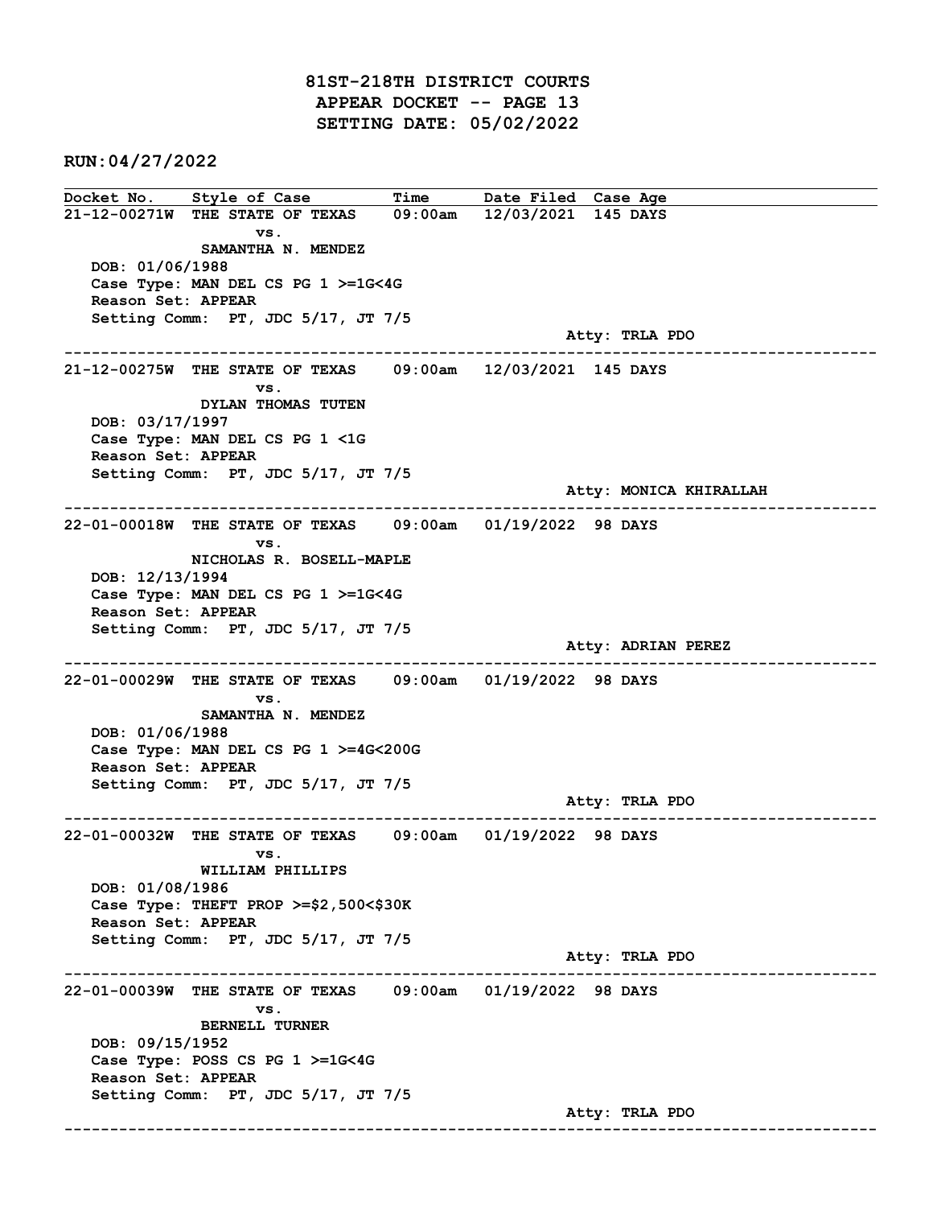# 81ST-218TH DISTRICT COURTS
## APPEAR DOCKET -- PAGE 13
## SETTING DATE: 05/02/2022

**RUN:04/27/2022**

| Docket No. | Style of Case | Time | Date Filed | Case Age |
|---|---|---|---|---|

---

**21-12-00271W** THE STATE OF TEXAS 09:00am 12/03/2021 145 DAYS
vs.
SAMANTHA N. MENDEZ
DOB: 01/06/1988
Case Type: MAN DEL CS PG 1 >=1G<4G
Reason Set: APPEAR
Setting Comm: PT, JDC 5/17, JT 7/5
Atty: TRLA PDO

---

**21-12-00275W** THE STATE OF TEXAS 09:00am 12/03/2021 145 DAYS
vs.
DYLAN THOMAS TUTEN
DOB: 03/17/1997
Case Type: MAN DEL CS PG 1 <1G
Reason Set: APPEAR
Setting Comm: PT, JDC 5/17, JT 7/5
Atty: MONICA KHIRALLAH

---

**22-01-00018W** THE STATE OF TEXAS 09:00am 01/19/2022 98 DAYS
vs.
NICHOLAS R. BOSELL-MAPLE
DOB: 12/13/1994
Case Type: MAN DEL CS PG 1 >=1G<4G
Reason Set: APPEAR
Setting Comm: PT, JDC 5/17, JT 7/5
Atty: ADRIAN PEREZ

---

**22-01-00029W** THE STATE OF TEXAS 09:00am 01/19/2022 98 DAYS
vs.
SAMANTHA N. MENDEZ
DOB: 01/06/1988
Case Type: MAN DEL CS PG 1 >=4G<200G
Reason Set: APPEAR
Setting Comm: PT, JDC 5/17, JT 7/5
Atty: TRLA PDO

---

**22-01-00032W** THE STATE OF TEXAS 09:00am 01/19/2022 98 DAYS
vs.
WILLIAM PHILLIPS
DOB: 01/08/1986
Case Type: THEFT PROP >=$2,500<$30K
Reason Set: APPEAR
Setting Comm: PT, JDC 5/17, JT 7/5
Atty: TRLA PDO

---

**22-01-00039W** THE STATE OF TEXAS 09:00am 01/19/2022 98 DAYS
vs.
BERNELL TURNER
DOB: 09/15/1952
Case Type: POSS CS PG 1 >=1G<4G
Reason Set: APPEAR
Setting Comm: PT, JDC 5/17, JT 7/5
Atty: TRLA PDO

---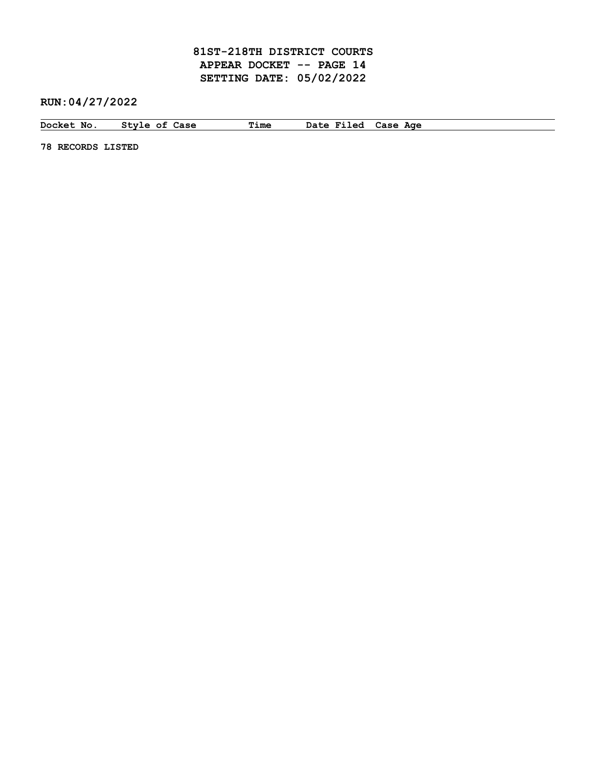# 81ST-218TH DISTRICT COURTS
## APPEAR DOCKET -- PAGE 14
## SETTING DATE: 05/02/2022

**RUN:04/27/2022**

| Docket No. | Style of Case | Time | Date Filed | Case Age |
|---|---|---|---|---|

**78 RECORDS LISTED**